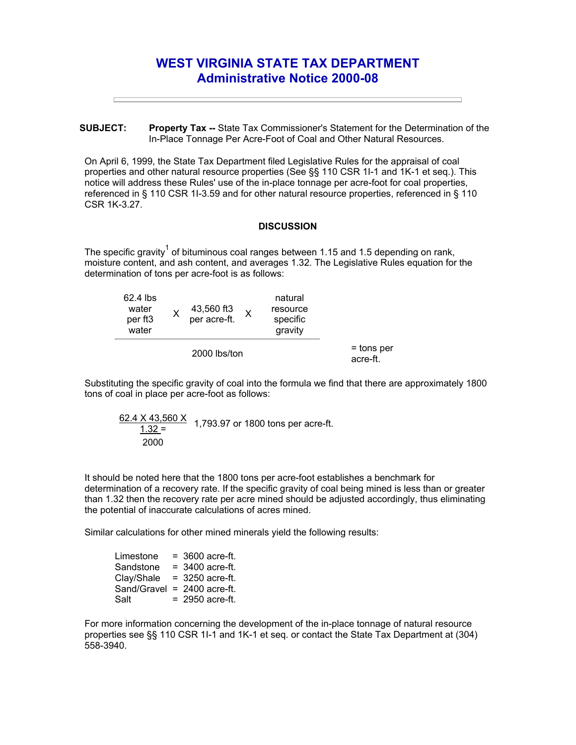# WEST VIRGINIA STATE TAX DEPARTMENT
## Administrative Notice 2000-08

---

**SUBJECT:** **Property Tax --** State Tax Commissioner's Statement for the Determination of the In-Place Tonnage Per Acre-Foot of Coal and Other Natural Resources.

On April 6, 1999, the State Tax Department filed Legislative Rules for the appraisal of coal properties and other natural resource properties (See §§ 110 CSR 1I-1 and 1K-1 et seq.). This notice will address these Rules' use of the in-place tonnage per acre-foot for coal properties, referenced in § 110 CSR 1I-3.59 and for other natural resource properties, referenced in § 110 CSR 1K-3.27.

### DISCUSSION

The specific gravity[1] of bituminous coal ranges between 1.15 and 1.5 depending on rank, moisture content, and ash content, and averages 1.32. The Legislative Rules equation for the determination of tons per acre-foot is as follows:

$$\frac{62.4 \text{ lbs water per ft3 water} \times 43{,}560 \text{ ft3 per acre-ft.} \times \text{natural resource specific gravity}}{2000 \text{ lbs/ton}} = \text{tons per acre-ft.}$$

Substituting the specific gravity of coal into the formula we find that there are approximately 1800 tons of coal in place per acre-foot as follows:

$$\frac{62.4 \times 43{,}560 \times 1.32}{2000} = 1{,}793.97 \text{ or } 1800 \text{ tons per acre-ft.}$$

It should be noted here that the 1800 tons per acre-foot establishes a benchmark for determination of a recovery rate. If the specific gravity of coal being mined is less than or greater than 1.32 then the recovery rate per acre mined should be adjusted accordingly, thus eliminating the potential of inaccurate calculations of acres mined.

Similar calculations for other mined minerals yield the following results:

| | | |
|---|---|---|
| Limestone | = | 3600 acre-ft. |
| Sandstone | = | 3400 acre-ft. |
| Clay/Shale | = | 3250 acre-ft. |
| Sand/Gravel | = | 2400 acre-ft. |
| Salt | = | 2950 acre-ft. |

For more information concerning the development of the in-place tonnage of natural resource properties see §§ 110 CSR 1I-1 and 1K-1 et seq. or contact the State Tax Department at (304) 558-3940.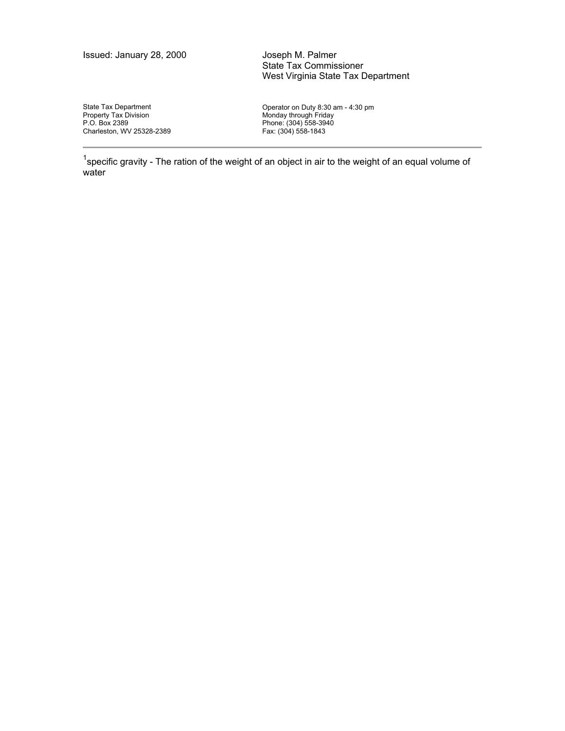Issued: January 28, 2000

Joseph M. Palmer
State Tax Commissioner
West Virginia State Tax Department

State Tax Department
Property Tax Division
P.O. Box 2389
Charleston, WV 25328-2389

Operator on Duty 8:30 am - 4:30 pm
Monday through Friday
Phone: (304) 558-3940
Fax: (304) 558-1843

---

[1]specific gravity - The ration of the weight of an object in air to the weight of an equal volume of water